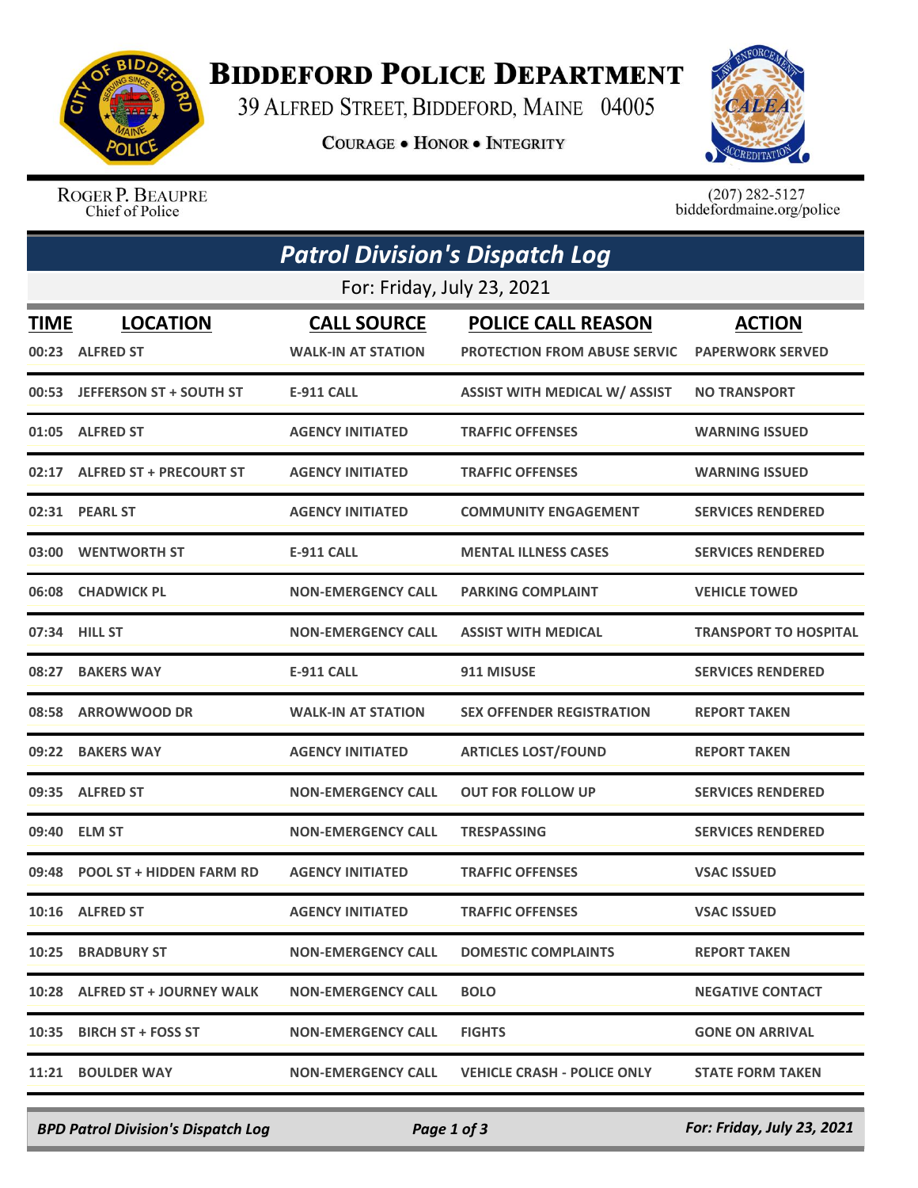# Biddeford Police Department

39 Alfred Street, Biddeford, Maine 04005

**Courage • Honor • Integrity**

Roger P. Beaupre
Chief of Police

(207) 282-5127
biddefordmaine.org/police

## *Patrol Division's Dispatch Log*

For: Friday, July 23, 2021

| TIME | LOCATION | CALL SOURCE | POLICE CALL REASON | ACTION |
|---|---|---|---|---|
| 00:23 | ALFRED ST | WALK-IN AT STATION | PROTECTION FROM ABUSE SERVIC | PAPERWORK SERVED |
| 00:53 | JEFFERSON ST + SOUTH ST | E-911 CALL | ASSIST WITH MEDICAL W/ ASSIST | NO TRANSPORT |
| 01:05 | ALFRED ST | AGENCY INITIATED | TRAFFIC OFFENSES | WARNING ISSUED |
| 02:17 | ALFRED ST + PRECOURT ST | AGENCY INITIATED | TRAFFIC OFFENSES | WARNING ISSUED |
| 02:31 | PEARL ST | AGENCY INITIATED | COMMUNITY ENGAGEMENT | SERVICES RENDERED |
| 03:00 | WENTWORTH ST | E-911 CALL | MENTAL ILLNESS CASES | SERVICES RENDERED |
| 06:08 | CHADWICK PL | NON-EMERGENCY CALL | PARKING COMPLAINT | VEHICLE TOWED |
| 07:34 | HILL ST | NON-EMERGENCY CALL | ASSIST WITH MEDICAL | TRANSPORT TO HOSPITAL |
| 08:27 | BAKERS WAY | E-911 CALL | 911 MISUSE | SERVICES RENDERED |
| 08:58 | ARROWWOOD DR | WALK-IN AT STATION | SEX OFFENDER REGISTRATION | REPORT TAKEN |
| 09:22 | BAKERS WAY | AGENCY INITIATED | ARTICLES LOST/FOUND | REPORT TAKEN |
| 09:35 | ALFRED ST | NON-EMERGENCY CALL | OUT FOR FOLLOW UP | SERVICES RENDERED |
| 09:40 | ELM ST | NON-EMERGENCY CALL | TRESPASSING | SERVICES RENDERED |
| 09:48 | POOL ST + HIDDEN FARM RD | AGENCY INITIATED | TRAFFIC OFFENSES | VSAC ISSUED |
| 10:16 | ALFRED ST | AGENCY INITIATED | TRAFFIC OFFENSES | VSAC ISSUED |
| 10:25 | BRADBURY ST | NON-EMERGENCY CALL | DOMESTIC COMPLAINTS | REPORT TAKEN |
| 10:28 | ALFRED ST + JOURNEY WALK | NON-EMERGENCY CALL | BOLO | NEGATIVE CONTACT |
| 10:35 | BIRCH ST + FOSS ST | NON-EMERGENCY CALL | FIGHTS | GONE ON ARRIVAL |
| 11:21 | BOULDER WAY | NON-EMERGENCY CALL | VEHICLE CRASH - POLICE ONLY | STATE FORM TAKEN |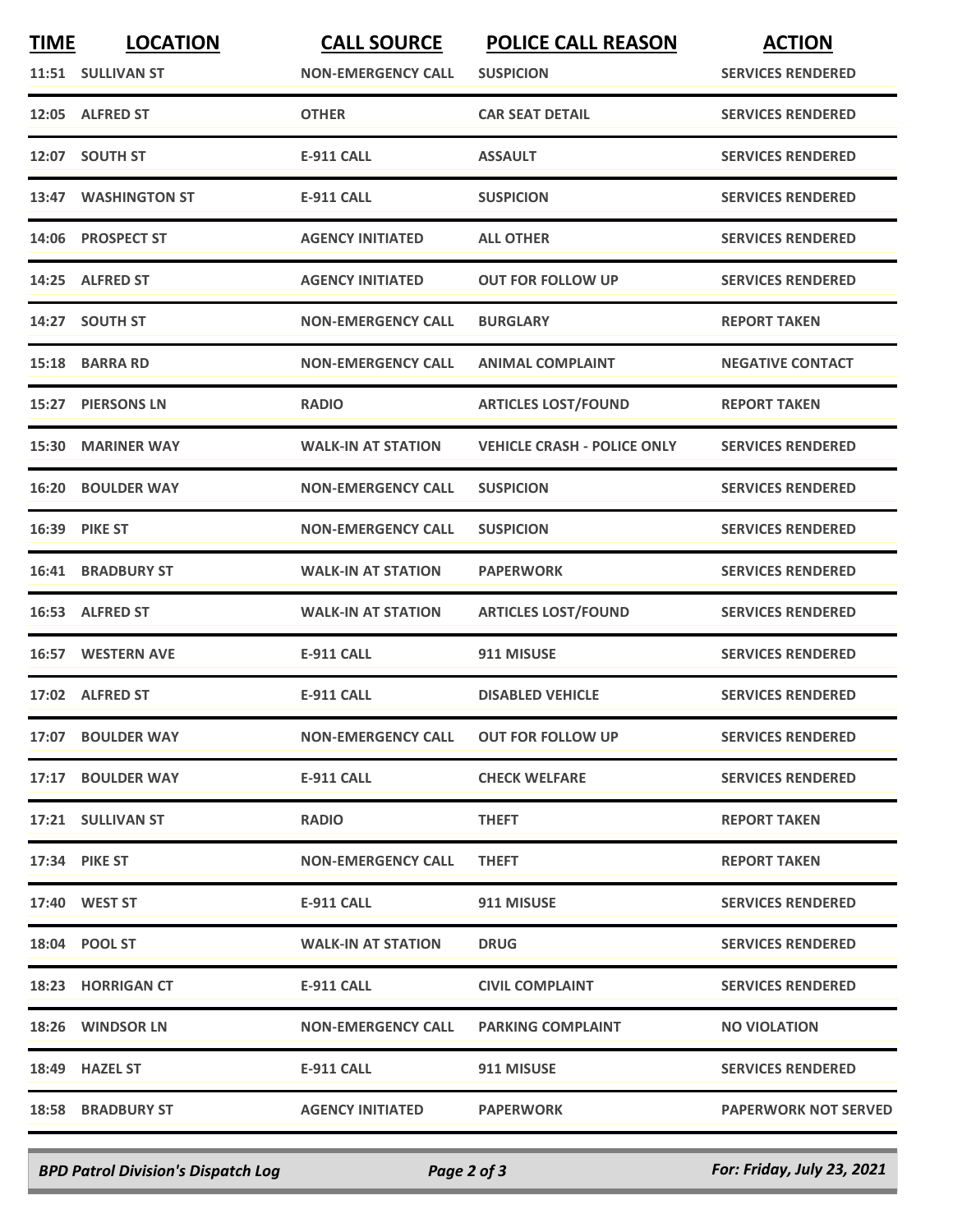| TIME | LOCATION | CALL SOURCE | POLICE CALL REASON | ACTION |
|---|---|---|---|---|
| 11:51 | SULLIVAN ST | NON-EMERGENCY CALL | SUSPICION | SERVICES RENDERED |
| 12:05 | ALFRED ST | OTHER | CAR SEAT DETAIL | SERVICES RENDERED |
| 12:07 | SOUTH ST | E-911 CALL | ASSAULT | SERVICES RENDERED |
| 13:47 | WASHINGTON ST | E-911 CALL | SUSPICION | SERVICES RENDERED |
| 14:06 | PROSPECT ST | AGENCY INITIATED | ALL OTHER | SERVICES RENDERED |
| 14:25 | ALFRED ST | AGENCY INITIATED | OUT FOR FOLLOW UP | SERVICES RENDERED |
| 14:27 | SOUTH ST | NON-EMERGENCY CALL | BURGLARY | REPORT TAKEN |
| 15:18 | BARRA RD | NON-EMERGENCY CALL | ANIMAL COMPLAINT | NEGATIVE CONTACT |
| 15:27 | PIERSONS LN | RADIO | ARTICLES LOST/FOUND | REPORT TAKEN |
| 15:30 | MARINER WAY | WALK-IN AT STATION | VEHICLE CRASH - POLICE ONLY | SERVICES RENDERED |
| 16:20 | BOULDER WAY | NON-EMERGENCY CALL | SUSPICION | SERVICES RENDERED |
| 16:39 | PIKE ST | NON-EMERGENCY CALL | SUSPICION | SERVICES RENDERED |
| 16:41 | BRADBURY ST | WALK-IN AT STATION | PAPERWORK | SERVICES RENDERED |
| 16:53 | ALFRED ST | WALK-IN AT STATION | ARTICLES LOST/FOUND | SERVICES RENDERED |
| 16:57 | WESTERN AVE | E-911 CALL | 911 MISUSE | SERVICES RENDERED |
| 17:02 | ALFRED ST | E-911 CALL | DISABLED VEHICLE | SERVICES RENDERED |
| 17:07 | BOULDER WAY | NON-EMERGENCY CALL | OUT FOR FOLLOW UP | SERVICES RENDERED |
| 17:17 | BOULDER WAY | E-911 CALL | CHECK WELFARE | SERVICES RENDERED |
| 17:21 | SULLIVAN ST | RADIO | THEFT | REPORT TAKEN |
| 17:34 | PIKE ST | NON-EMERGENCY CALL | THEFT | REPORT TAKEN |
| 17:40 | WEST ST | E-911 CALL | 911 MISUSE | SERVICES RENDERED |
| 18:04 | POOL ST | WALK-IN AT STATION | DRUG | SERVICES RENDERED |
| 18:23 | HORRIGAN CT | E-911 CALL | CIVIL COMPLAINT | SERVICES RENDERED |
| 18:26 | WINDSOR LN | NON-EMERGENCY CALL | PARKING COMPLAINT | NO VIOLATION |
| 18:49 | HAZEL ST | E-911 CALL | 911 MISUSE | SERVICES RENDERED |
| 18:58 | BRADBURY ST | AGENCY INITIATED | PAPERWORK | PAPERWORK NOT SERVED |

*BPD Patrol Division's Dispatch Log* — *For: Friday, July 23, 2021*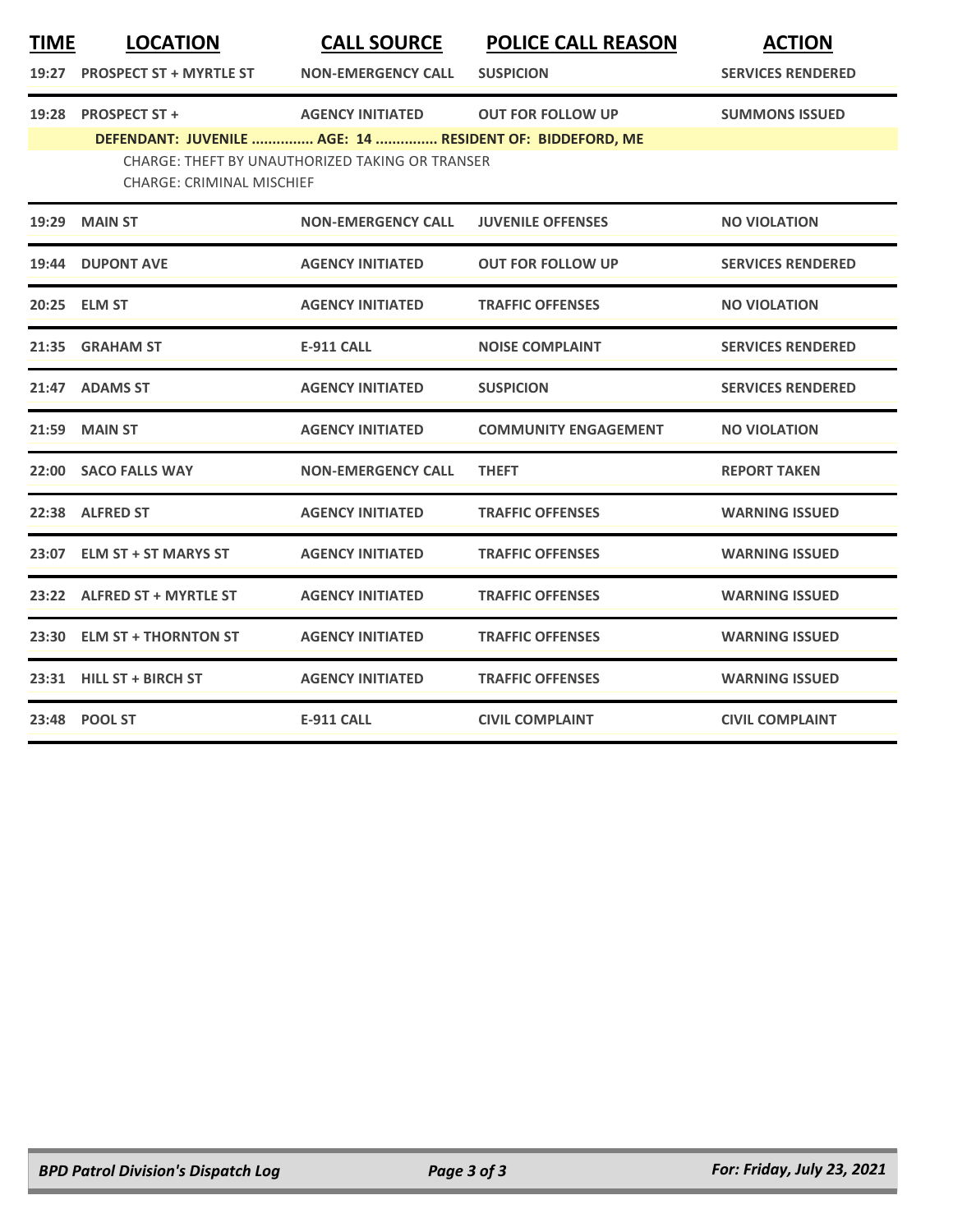| TIME | LOCATION | CALL SOURCE | POLICE CALL REASON | ACTION |
|---|---|---|---|---|
| 19:27 | PROSPECT ST + MYRTLE ST | NON-EMERGENCY CALL | SUSPICION | SERVICES RENDERED |
| 19:28 | PROSPECT ST + | AGENCY INITIATED | OUT FOR FOLLOW UP | SUMMONS ISSUED |

**DEFENDANT: JUVENILE ............... AGE: 14 ............... RESIDENT OF: BIDDEFORD, ME**

CHARGE: THEFT BY UNAUTHORIZED TAKING OR TRANSER
CHARGE: CRIMINAL MISCHIEF

| TIME | LOCATION | CALL SOURCE | POLICE CALL REASON | ACTION |
|---|---|---|---|---|
| 19:29 | MAIN ST | NON-EMERGENCY CALL | JUVENILE OFFENSES | NO VIOLATION |
| 19:44 | DUPONT AVE | AGENCY INITIATED | OUT FOR FOLLOW UP | SERVICES RENDERED |
| 20:25 | ELM ST | AGENCY INITIATED | TRAFFIC OFFENSES | NO VIOLATION |
| 21:35 | GRAHAM ST | E-911 CALL | NOISE COMPLAINT | SERVICES RENDERED |
| 21:47 | ADAMS ST | AGENCY INITIATED | SUSPICION | SERVICES RENDERED |
| 21:59 | MAIN ST | AGENCY INITIATED | COMMUNITY ENGAGEMENT | NO VIOLATION |
| 22:00 | SACO FALLS WAY | NON-EMERGENCY CALL | THEFT | REPORT TAKEN |
| 22:38 | ALFRED ST | AGENCY INITIATED | TRAFFIC OFFENSES | WARNING ISSUED |
| 23:07 | ELM ST + ST MARYS ST | AGENCY INITIATED | TRAFFIC OFFENSES | WARNING ISSUED |
| 23:22 | ALFRED ST + MYRTLE ST | AGENCY INITIATED | TRAFFIC OFFENSES | WARNING ISSUED |
| 23:30 | ELM ST + THORNTON ST | AGENCY INITIATED | TRAFFIC OFFENSES | WARNING ISSUED |
| 23:31 | HILL ST + BIRCH ST | AGENCY INITIATED | TRAFFIC OFFENSES | WARNING ISSUED |
| 23:48 | POOL ST | E-911 CALL | CIVIL COMPLAINT | CIVIL COMPLAINT |